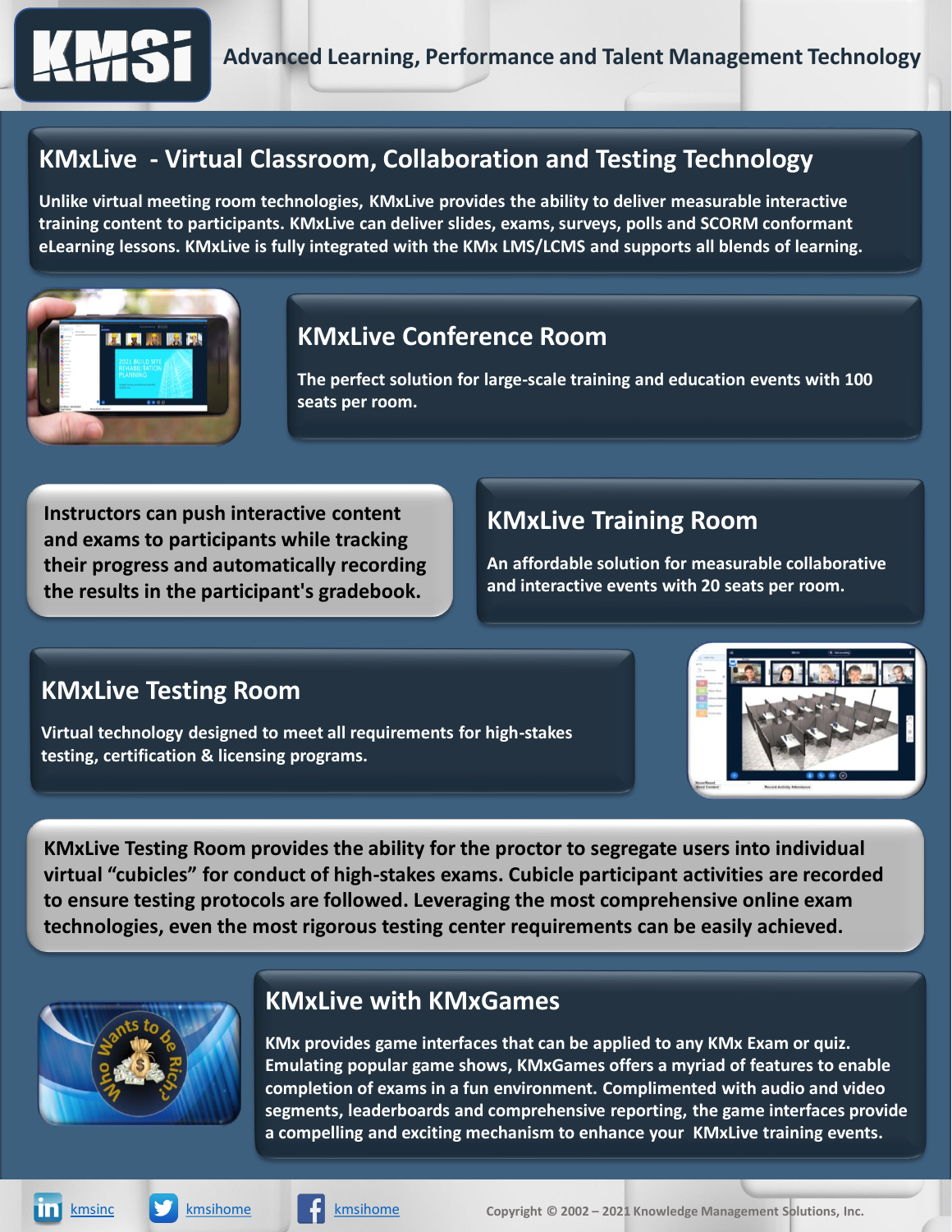# KMSi

**Advanced Learning, Performance and Talent Management Technology**

## KMxLive - Virtual Classroom, Collaboration and Testing Technology

Unlike virtual meeting room technologies, KMxLive provides the ability to deliver measurable interactive training content to participants. KMxLive can deliver slides, exams, surveys, polls and SCORM conformant eLearning lessons. KMxLive is fully integrated with the KMx LMS/LCMS and supports all blends of learning.

## KMxLive Conference Room

The perfect solution for large-scale training and education events with 100 seats per room.

Instructors can push interactive content and exams to participants while tracking their progress and automatically recording the results in the participant's gradebook.

## KMxLive Training Room

An affordable solution for measurable collaborative and interactive events with 20 seats per room.

## KMxLive Testing Room

Virtual technology designed to meet all requirements for high-stakes testing, certification & licensing programs.

KMxLive Testing Room provides the ability for the proctor to segregate users into individual virtual "cubicles" for conduct of high-stakes exams. Cubicle participant activities are recorded to ensure testing protocols are followed. Leveraging the most comprehensive online exam technologies, even the most rigorous testing center requirements can be easily achieved.

## KMxLive with KMxGames

KMx provides game interfaces that can be applied to any KMx Exam or quiz. Emulating popular game shows, KMxGames offers a myriad of features to enable completion of exams in a fun environment. Complimented with audio and video segments, leaderboards and comprehensive reporting, the game interfaces provide a compelling and exciting mechanism to enhance your KMxLive training events.

kmsinc | kmsihome | kmsihome

Copyright © 2002 – 2021 Knowledge Management Solutions, Inc.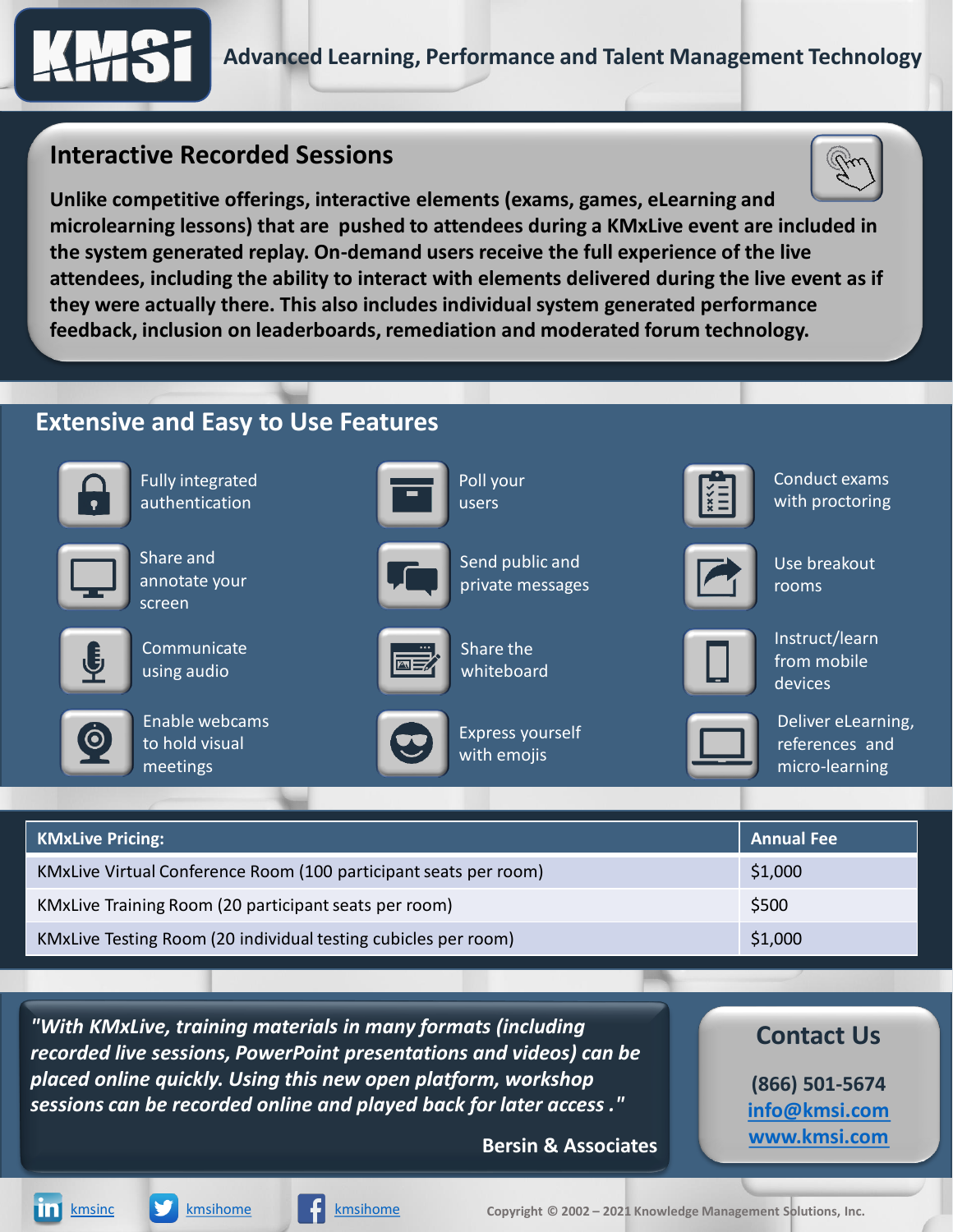**Advanced Learning, Performance and Talent Management Technology**

## Interactive Recorded Sessions

**Unlike competitive offerings, interactive elements (exams, games, eLearning and microlearning lessons) that are pushed to attendees during a KMxLive event are included in the system generated replay. On-demand users receive the full experience of the live attendees, including the ability to interact with elements delivered during the live event as if they were actually there. This also includes individual system generated performance feedback, inclusion on leaderboards, remediation and moderated forum technology.**

## Extensive and Easy to Use Features

- Fully integrated authentication
- Share and annotate your screen
- Communicate using audio
- Enable webcams to hold visual meetings
- Poll your users
- Send public and private messages
- Share the whiteboard
- Express yourself with emojis
- Conduct exams with proctoring
- Use breakout rooms
- Instruct/learn from mobile devices
- Deliver eLearning, references and micro-learning

| KMxLive Pricing: | Annual Fee |
|---|---|
| KMxLive Virtual Conference Room (100 participant seats per room) | $1,000 |
| KMxLive Training Room (20 participant seats per room) | $500 |
| KMxLive Testing Room (20 individual testing cubicles per room) | $1,000 |

***"With KMxLive, training materials in many formats (including recorded live sessions, PowerPoint presentations and videos) can be placed online quickly. Using this new open platform, workshop sessions can be recorded online and played back for later access ."***

**Bersin & Associates**

## Contact Us

**(866) 501-5674**
**info@kmsi.com**
**www.kmsi.com**

kmsinc kmsihome kmsihome

Copyright © 2002 – 2021 Knowledge Management Solutions, Inc.